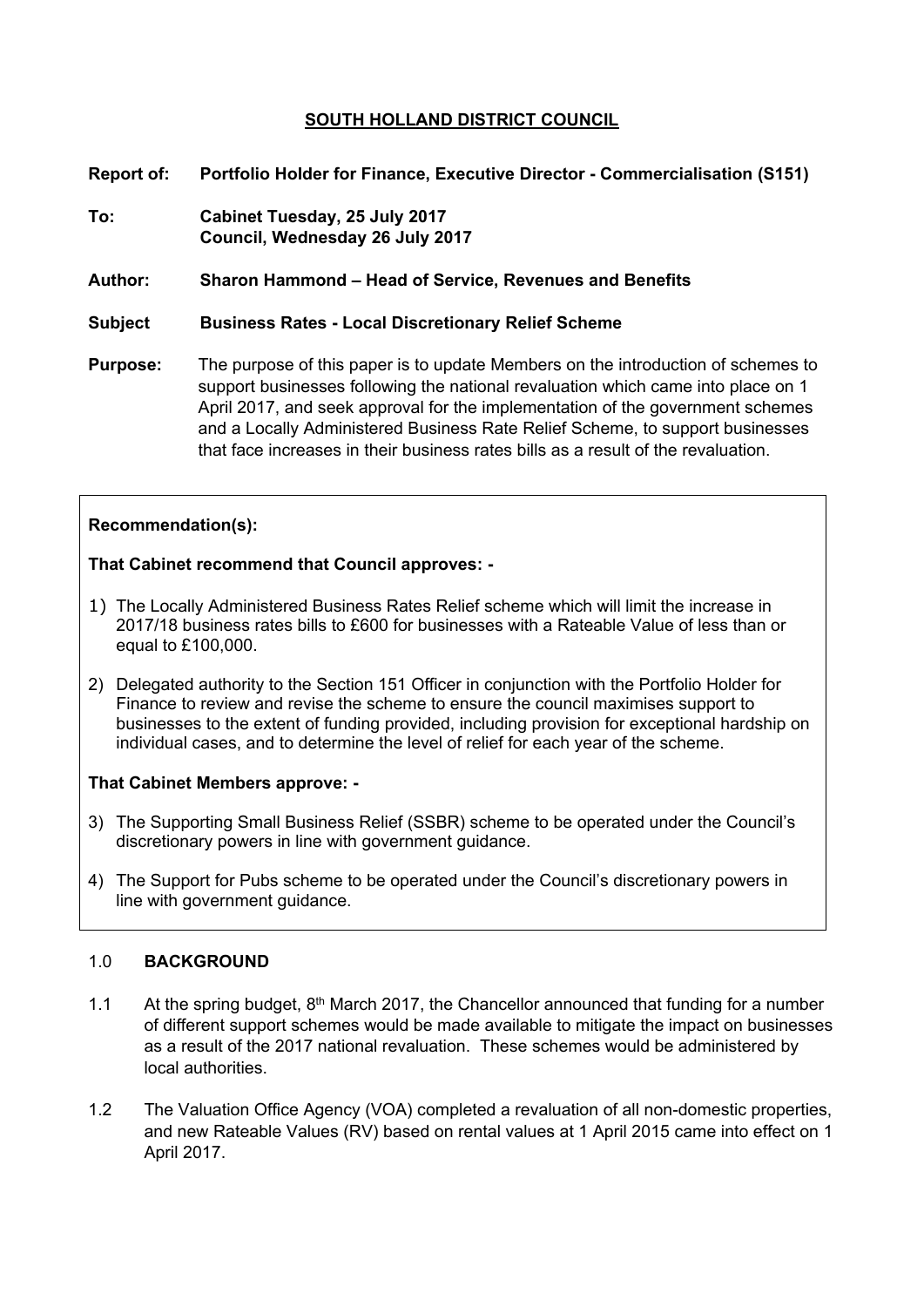# SOUTH HOLLAND DISTRICT COUNCIL

**Report of:** **Portfolio Holder for Finance, Executive Director - Commercialisation (S151)**

**To:** **Cabinet Tuesday, 25 July 2017**
**Council, Wednesday 26 July 2017**

**Author:** **Sharon Hammond – Head of Service, Revenues and Benefits**

**Subject** **Business Rates - Local Discretionary Relief Scheme**

**Purpose:** The purpose of this paper is to update Members on the introduction of schemes to support businesses following the national revaluation which came into place on 1 April 2017, and seek approval for the implementation of the government schemes and a Locally Administered Business Rate Relief Scheme, to support businesses that face increases in their business rates bills as a result of the revaluation.

**Recommendation(s):**

**That Cabinet recommend that Council approves: -**

1) The Locally Administered Business Rates Relief scheme which will limit the increase in 2017/18 business rates bills to £600 for businesses with a Rateable Value of less than or equal to £100,000.
2) Delegated authority to the Section 151 Officer in conjunction with the Portfolio Holder for Finance to review and revise the scheme to ensure the council maximises support to businesses to the extent of funding provided, including provision for exceptional hardship on individual cases, and to determine the level of relief for each year of the scheme.

**That Cabinet Members approve: -**

3) The Supporting Small Business Relief (SSBR) scheme to be operated under the Council's discretionary powers in line with government guidance.
4) The Support for Pubs scheme to be operated under the Council's discretionary powers in line with government guidance.

## 1.0 BACKGROUND

1.1 At the spring budget, 8th March 2017, the Chancellor announced that funding for a number of different support schemes would be made available to mitigate the impact on businesses as a result of the 2017 national revaluation. These schemes would be administered by local authorities.

1.2 The Valuation Office Agency (VOA) completed a revaluation of all non-domestic properties, and new Rateable Values (RV) based on rental values at 1 April 2015 came into effect on 1 April 2017.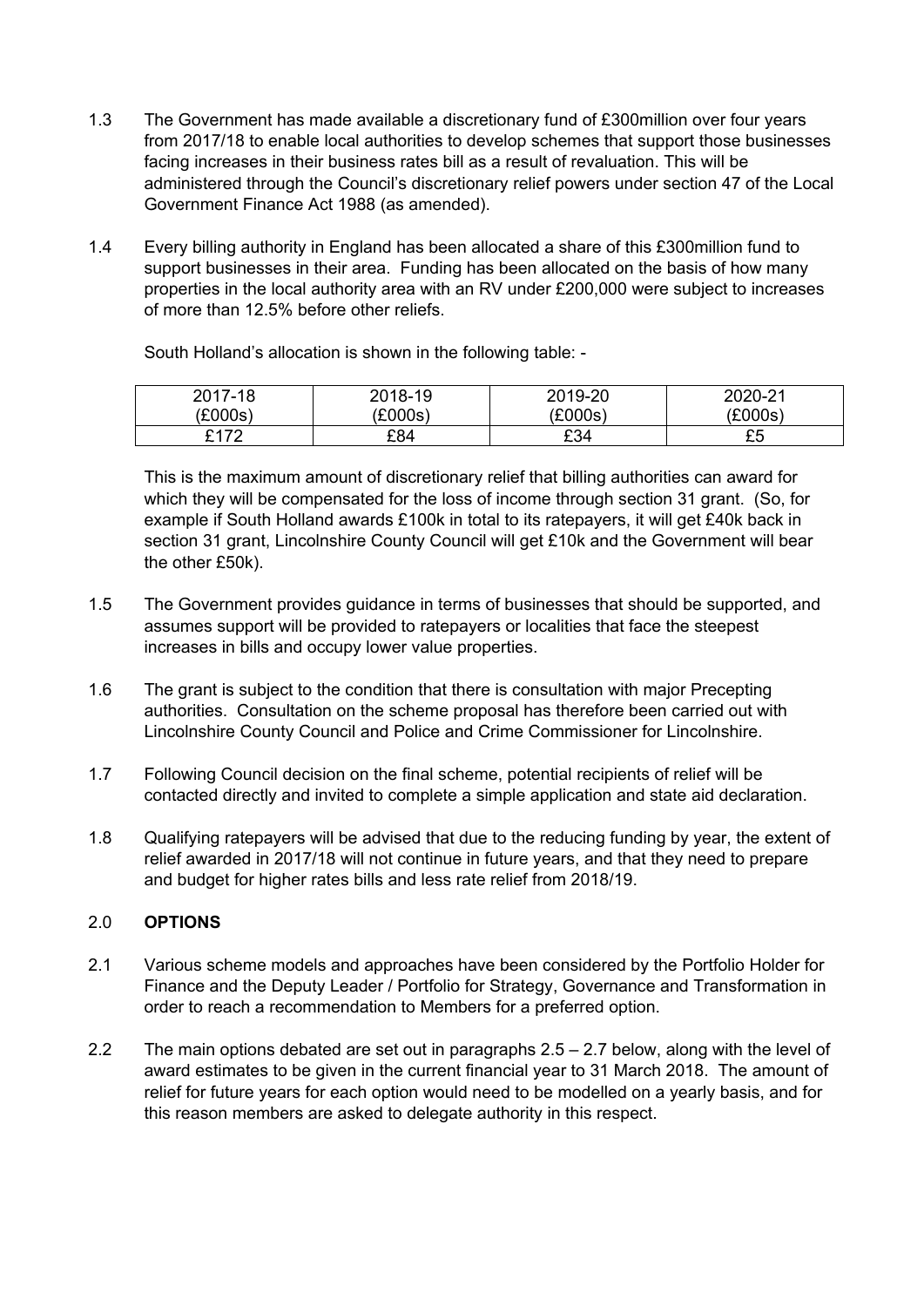1.3 The Government has made available a discretionary fund of £300million over four years from 2017/18 to enable local authorities to develop schemes that support those businesses facing increases in their business rates bill as a result of revaluation. This will be administered through the Council's discretionary relief powers under section 47 of the Local Government Finance Act 1988 (as amended).

1.4 Every billing authority in England has been allocated a share of this £300million fund to support businesses in their area. Funding has been allocated on the basis of how many properties in the local authority area with an RV under £200,000 were subject to increases of more than 12.5% before other reliefs.

South Holland's allocation is shown in the following table: -

| 2017-18 (£000s) | 2018-19 (£000s) | 2019-20 (£000s) | 2020-21 (£000s) |
|---|---|---|---|
| £172 | £84 | £34 | £5 |

This is the maximum amount of discretionary relief that billing authorities can award for which they will be compensated for the loss of income through section 31 grant. (So, for example if South Holland awards £100k in total to its ratepayers, it will get £40k back in section 31 grant, Lincolnshire County Council will get £10k and the Government will bear the other £50k).

1.5 The Government provides guidance in terms of businesses that should be supported, and assumes support will be provided to ratepayers or localities that face the steepest increases in bills and occupy lower value properties.

1.6 The grant is subject to the condition that there is consultation with major Precepting authorities. Consultation on the scheme proposal has therefore been carried out with Lincolnshire County Council and Police and Crime Commissioner for Lincolnshire.

1.7 Following Council decision on the final scheme, potential recipients of relief will be contacted directly and invited to complete a simple application and state aid declaration.

1.8 Qualifying ratepayers will be advised that due to the reducing funding by year, the extent of relief awarded in 2017/18 will not continue in future years, and that they need to prepare and budget for higher rates bills and less rate relief from 2018/19.

## 2.0 OPTIONS

2.1 Various scheme models and approaches have been considered by the Portfolio Holder for Finance and the Deputy Leader / Portfolio for Strategy, Governance and Transformation in order to reach a recommendation to Members for a preferred option.

2.2 The main options debated are set out in paragraphs 2.5 – 2.7 below, along with the level of award estimates to be given in the current financial year to 31 March 2018. The amount of relief for future years for each option would need to be modelled on a yearly basis, and for this reason members are asked to delegate authority in this respect.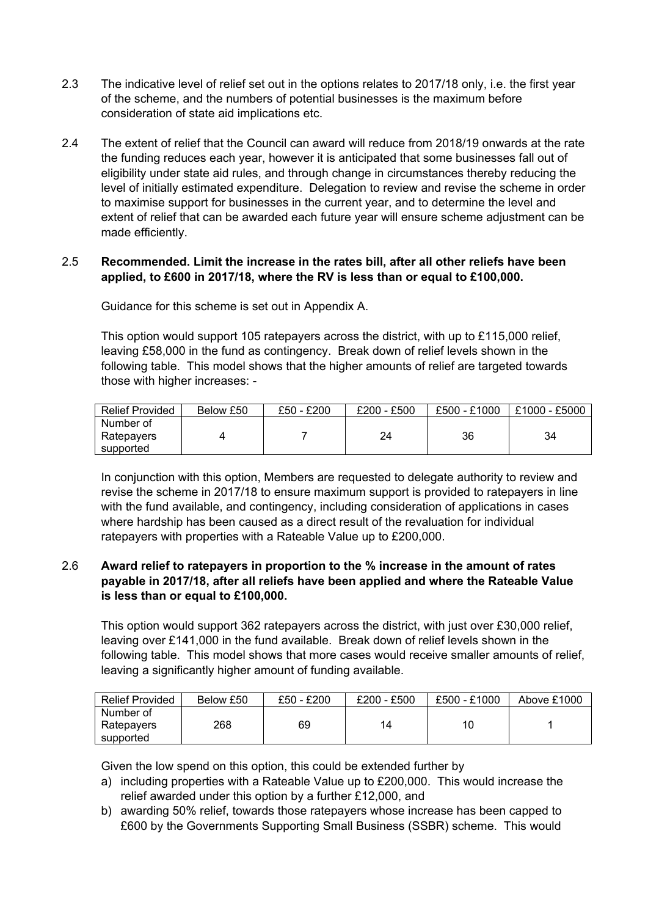2.3 The indicative level of relief set out in the options relates to 2017/18 only, i.e. the first year of the scheme, and the numbers of potential businesses is the maximum before consideration of state aid implications etc.

2.4 The extent of relief that the Council can award will reduce from 2018/19 onwards at the rate the funding reduces each year, however it is anticipated that some businesses fall out of eligibility under state aid rules, and through change in circumstances thereby reducing the level of initially estimated expenditure. Delegation to review and revise the scheme in order to maximise support for businesses in the current year, and to determine the level and extent of relief that can be awarded each future year will ensure scheme adjustment can be made efficiently.

2.5 **Recommended. Limit the increase in the rates bill, after all other reliefs have been applied, to £600 in 2017/18, where the RV is less than or equal to £100,000.**

Guidance for this scheme is set out in Appendix A.

This option would support 105 ratepayers across the district, with up to £115,000 relief, leaving £58,000 in the fund as contingency. Break down of relief levels shown in the following table. This model shows that the higher amounts of relief are targeted towards those with higher increases: -

| Relief Provided | Below £50 | £50 - £200 | £200 - £500 | £500 - £1000 | £1000 - £5000 |
|---|---|---|---|---|---|
| Number of Ratepayers supported | 4 | 7 | 24 | 36 | 34 |

In conjunction with this option, Members are requested to delegate authority to review and revise the scheme in 2017/18 to ensure maximum support is provided to ratepayers in line with the fund available, and contingency, including consideration of applications in cases where hardship has been caused as a direct result of the revaluation for individual ratepayers with properties with a Rateable Value up to £200,000.

2.6 **Award relief to ratepayers in proportion to the % increase in the amount of rates payable in 2017/18, after all reliefs have been applied and where the Rateable Value is less than or equal to £100,000.**

This option would support 362 ratepayers across the district, with just over £30,000 relief, leaving over £141,000 in the fund available. Break down of relief levels shown in the following table. This model shows that more cases would receive smaller amounts of relief, leaving a significantly higher amount of funding available.

| Relief Provided | Below £50 | £50 - £200 | £200 - £500 | £500 - £1000 | Above £1000 |
|---|---|---|---|---|---|
| Number of Ratepayers supported | 268 | 69 | 14 | 10 | 1 |

Given the low spend on this option, this could be extended further by

a) including properties with a Rateable Value up to £200,000. This would increase the relief awarded under this option by a further £12,000, and
b) awarding 50% relief, towards those ratepayers whose increase has been capped to £600 by the Governments Supporting Small Business (SSBR) scheme. This would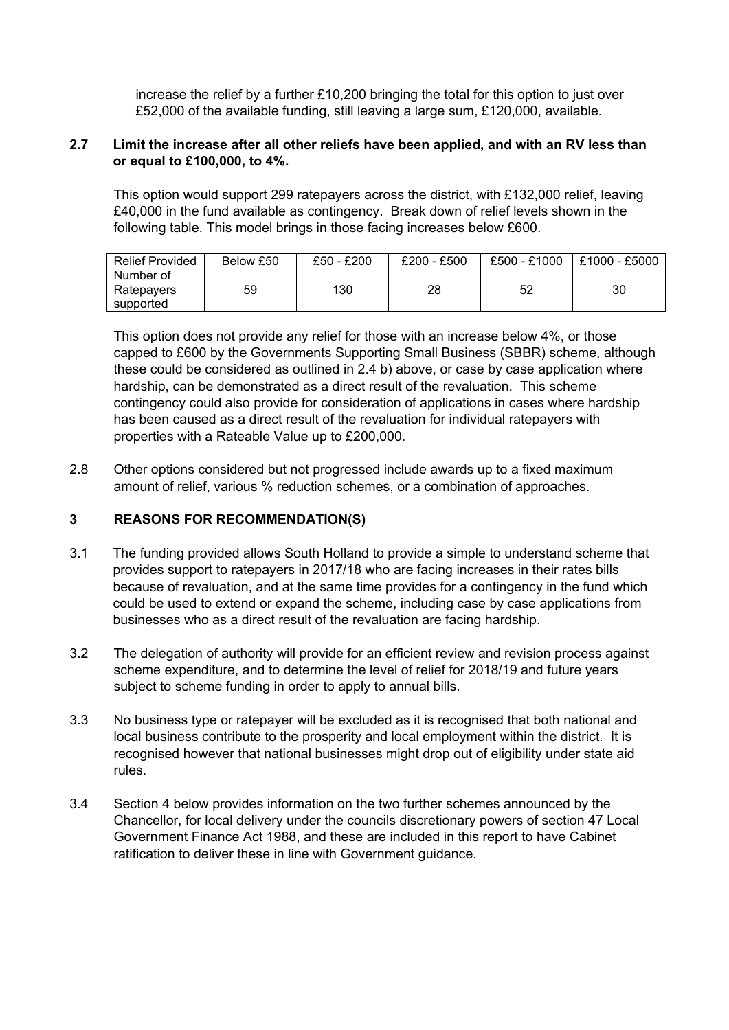increase the relief by a further £10,200 bringing the total for this option to just over £52,000 of the available funding, still leaving a large sum, £120,000, available.

**2.7 Limit the increase after all other reliefs have been applied, and with an RV less than or equal to £100,000, to 4%.**

This option would support 299 ratepayers across the district, with £132,000 relief, leaving £40,000 in the fund available as contingency. Break down of relief levels shown in the following table. This model brings in those facing increases below £600.

| Relief Provided | Below £50 | £50 - £200 | £200 - £500 | £500 - £1000 | £1000 - £5000 |
|---|---|---|---|---|---|
| Number of Ratepayers supported | 59 | 130 | 28 | 52 | 30 |

This option does not provide any relief for those with an increase below 4%, or those capped to £600 by the Governments Supporting Small Business (SBBR) scheme, although these could be considered as outlined in 2.4 b) above, or case by case application where hardship, can be demonstrated as a direct result of the revaluation. This scheme contingency could also provide for consideration of applications in cases where hardship has been caused as a direct result of the revaluation for individual ratepayers with properties with a Rateable Value up to £200,000.

2.8 Other options considered but not progressed include awards up to a fixed maximum amount of relief, various % reduction schemes, or a combination of approaches.

## 3 REASONS FOR RECOMMENDATION(S)

3.1 The funding provided allows South Holland to provide a simple to understand scheme that provides support to ratepayers in 2017/18 who are facing increases in their rates bills because of revaluation, and at the same time provides for a contingency in the fund which could be used to extend or expand the scheme, including case by case applications from businesses who as a direct result of the revaluation are facing hardship.

3.2 The delegation of authority will provide for an efficient review and revision process against scheme expenditure, and to determine the level of relief for 2018/19 and future years subject to scheme funding in order to apply to annual bills.

3.3 No business type or ratepayer will be excluded as it is recognised that both national and local business contribute to the prosperity and local employment within the district. It is recognised however that national businesses might drop out of eligibility under state aid rules.

3.4 Section 4 below provides information on the two further schemes announced by the Chancellor, for local delivery under the councils discretionary powers of section 47 Local Government Finance Act 1988, and these are included in this report to have Cabinet ratification to deliver these in line with Government guidance.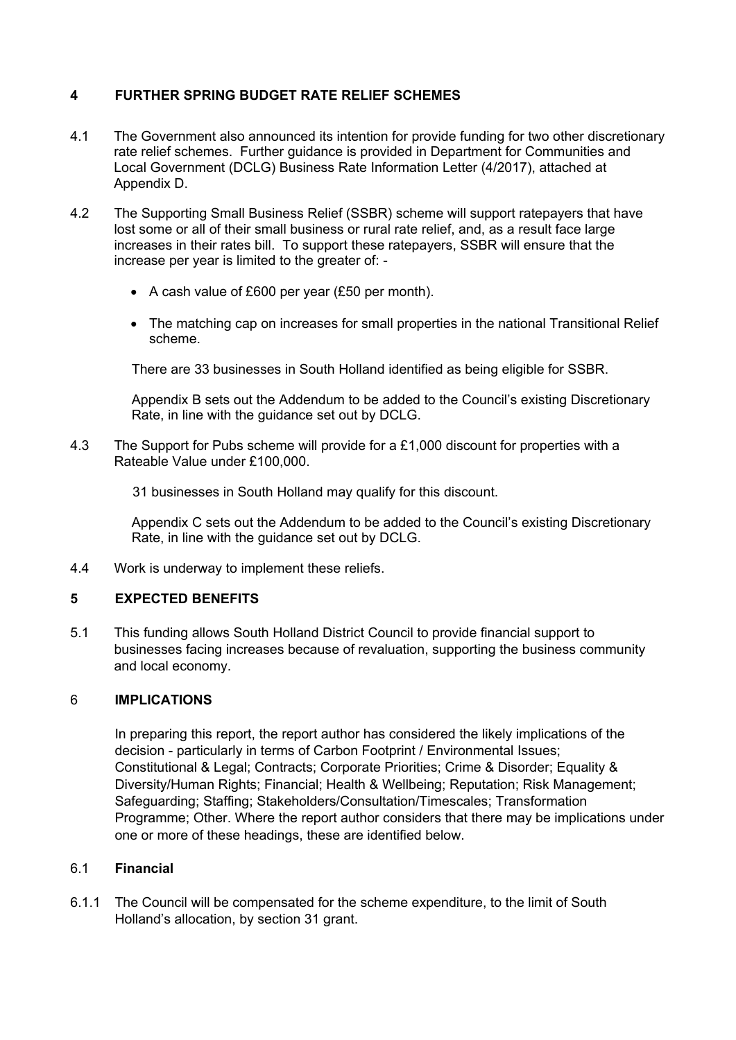## 4 FURTHER SPRING BUDGET RATE RELIEF SCHEMES

4.1 The Government also announced its intention for provide funding for two other discretionary rate relief schemes. Further guidance is provided in Department for Communities and Local Government (DCLG) Business Rate Information Letter (4/2017), attached at Appendix D.

4.2 The Supporting Small Business Relief (SSBR) scheme will support ratepayers that have lost some or all of their small business or rural rate relief, and, as a result face large increases in their rates bill. To support these ratepayers, SSBR will ensure that the increase per year is limited to the greater of: -

- A cash value of £600 per year (£50 per month).
- The matching cap on increases for small properties in the national Transitional Relief scheme.

There are 33 businesses in South Holland identified as being eligible for SSBR.

Appendix B sets out the Addendum to be added to the Council's existing Discretionary Rate, in line with the guidance set out by DCLG.

4.3 The Support for Pubs scheme will provide for a £1,000 discount for properties with a Rateable Value under £100,000.

31 businesses in South Holland may qualify for this discount.

Appendix C sets out the Addendum to be added to the Council's existing Discretionary Rate, in line with the guidance set out by DCLG.

4.4 Work is underway to implement these reliefs.

## 5 EXPECTED BENEFITS

5.1 This funding allows South Holland District Council to provide financial support to businesses facing increases because of revaluation, supporting the business community and local economy.

## 6 IMPLICATIONS

In preparing this report, the report author has considered the likely implications of the decision - particularly in terms of Carbon Footprint / Environmental Issues; Constitutional & Legal; Contracts; Corporate Priorities; Crime & Disorder; Equality & Diversity/Human Rights; Financial; Health & Wellbeing; Reputation; Risk Management; Safeguarding; Staffing; Stakeholders/Consultation/Timescales; Transformation Programme; Other. Where the report author considers that there may be implications under one or more of these headings, these are identified below.

### 6.1 Financial

6.1.1 The Council will be compensated for the scheme expenditure, to the limit of South Holland's allocation, by section 31 grant.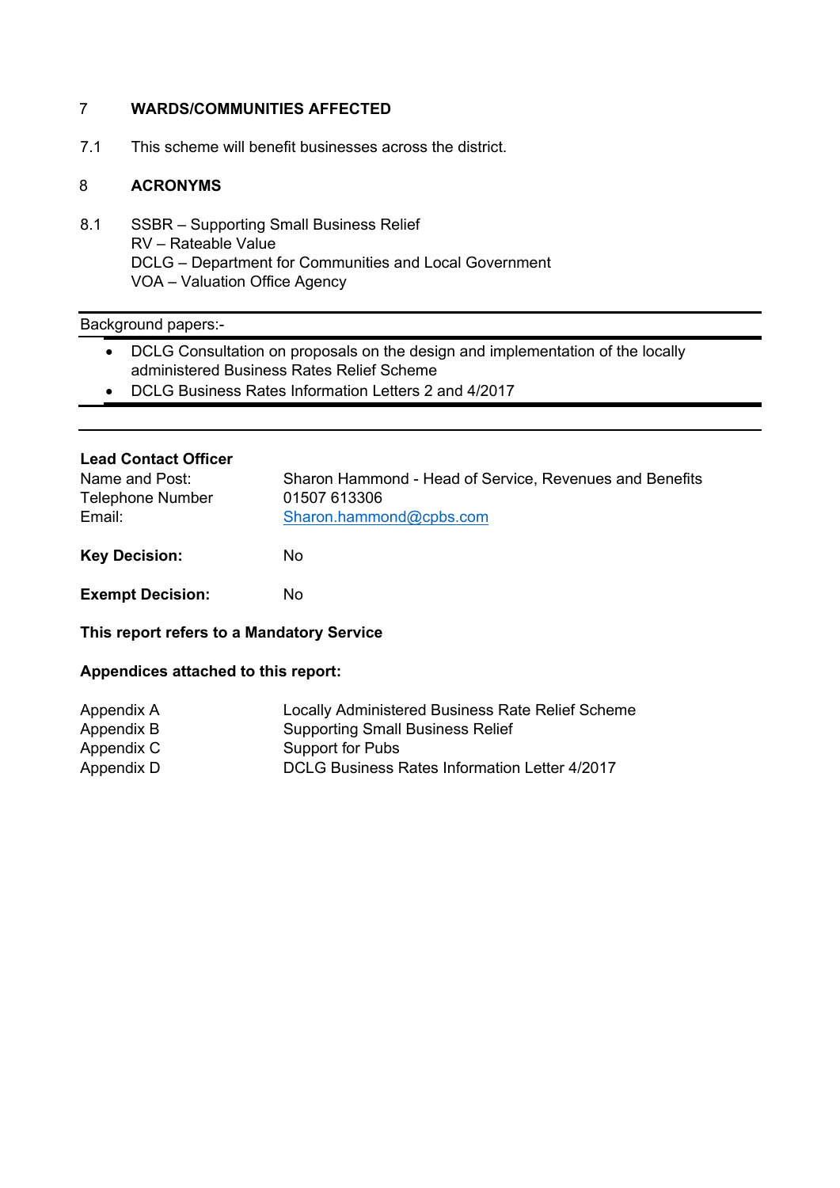## 7 WARDS/COMMUNITIES AFFECTED

7.1 This scheme will benefit businesses across the district.

## 8 ACRONYMS

8.1 SSBR – Supporting Small Business Relief
RV – Rateable Value
DCLG – Department for Communities and Local Government
VOA – Valuation Office Agency

---

Background papers:-

- DCLG Consultation on proposals on the design and implementation of the locally administered Business Rates Relief Scheme
- DCLG Business Rates Information Letters 2 and 4/2017

---

**Lead Contact Officer**

| | |
|---|---|
| Name and Post: | Sharon Hammond - Head of Service, Revenues and Benefits |
| Telephone Number | 01507 613306 |
| Email: | Sharon.hammond@cpbs.com |

**Key Decision:** No

**Exempt Decision:** No

**This report refers to a Mandatory Service**

**Appendices attached to this report:**

| | |
|---|---|
| Appendix A | Locally Administered Business Rate Relief Scheme |
| Appendix B | Supporting Small Business Relief |
| Appendix C | Support for Pubs |
| Appendix D | DCLG Business Rates Information Letter 4/2017 |